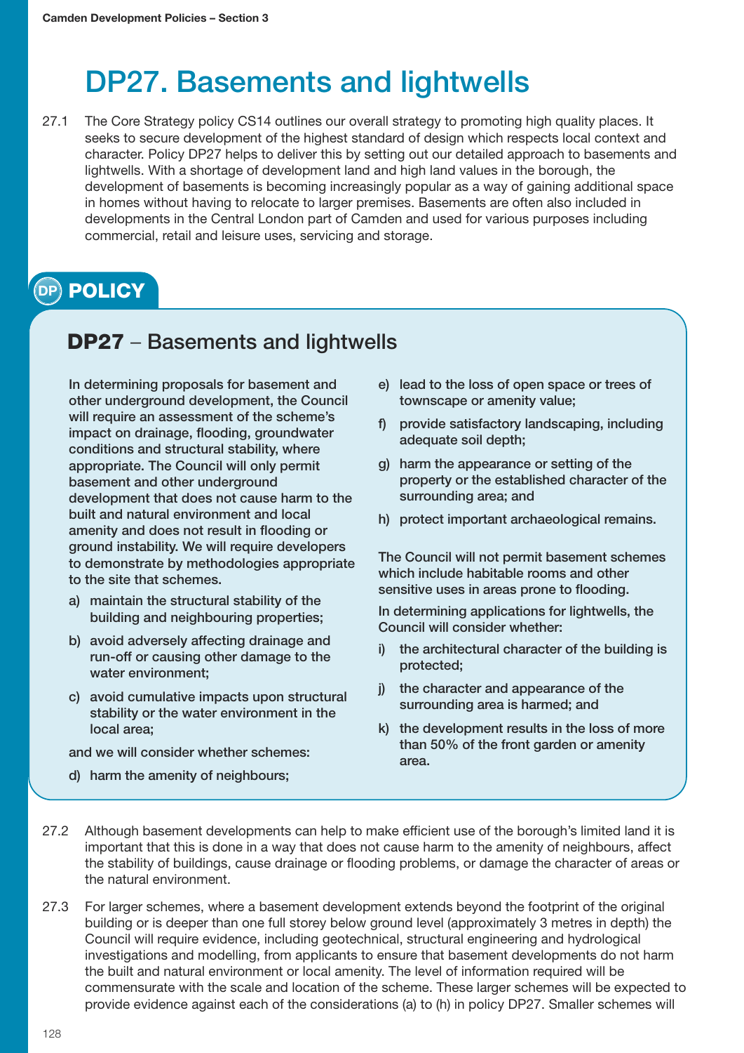# DP27. Basements and lightwells

27.1 The Core Strategy policy CS14 outlines our overall strategy to promoting high quality places. It seeks to secure development of the highest standard of design which respects local context and character. Policy DP27 helps to deliver this by setting out our detailed approach to basements and lightwells. With a shortage of development land and high land values in the borough, the development of basements is becoming increasingly popular as a way of gaining additional space in homes without having to relocate to larger premises. Basements are often also included in developments in the Central London part of Camden and used for various purposes including commercial, retail and leisure uses, servicing and storage.

## POLICY

### DP27 – Basements and lightwells

In determining proposals for basement and other underground development, the Council will require an assessment of the scheme's impact on drainage, flooding, groundwater conditions and structural stability, where appropriate. The Council will only permit basement and other underground development that does not cause harm to the built and natural environment and local amenity and does not result in flooding or ground instability. We will require developers to demonstrate by methodologies appropriate to the site that schemes.

a) maintain the structural stability of the building and neighbouring properties;

b) avoid adversely affecting drainage and run-off or causing other damage to the water environment;

c) avoid cumulative impacts upon structural stability or the water environment in the local area;

and we will consider whether schemes:

d) harm the amenity of neighbours;

e) lead to the loss of open space or trees of townscape or amenity value;

f) provide satisfactory landscaping, including adequate soil depth;

g) harm the appearance or setting of the property or the established character of the surrounding area; and

h) protect important archaeological remains.

The Council will not permit basement schemes which include habitable rooms and other sensitive uses in areas prone to flooding.

In determining applications for lightwells, the Council will consider whether:

i) the architectural character of the building is protected;

j) the character and appearance of the surrounding area is harmed; and

k) the development results in the loss of more than 50% of the front garden or amenity area.

27.2 Although basement developments can help to make efficient use of the borough's limited land it is important that this is done in a way that does not cause harm to the amenity of neighbours, affect the stability of buildings, cause drainage or flooding problems, or damage the character of areas or the natural environment.

27.3 For larger schemes, where a basement development extends beyond the footprint of the original building or is deeper than one full storey below ground level (approximately 3 metres in depth) the Council will require evidence, including geotechnical, structural engineering and hydrological investigations and modelling, from applicants to ensure that basement developments do not harm the built and natural environment or local amenity. The level of information required will be commensurate with the scale and location of the scheme. These larger schemes will be expected to provide evidence against each of the considerations (a) to (h) in policy DP27. Smaller schemes will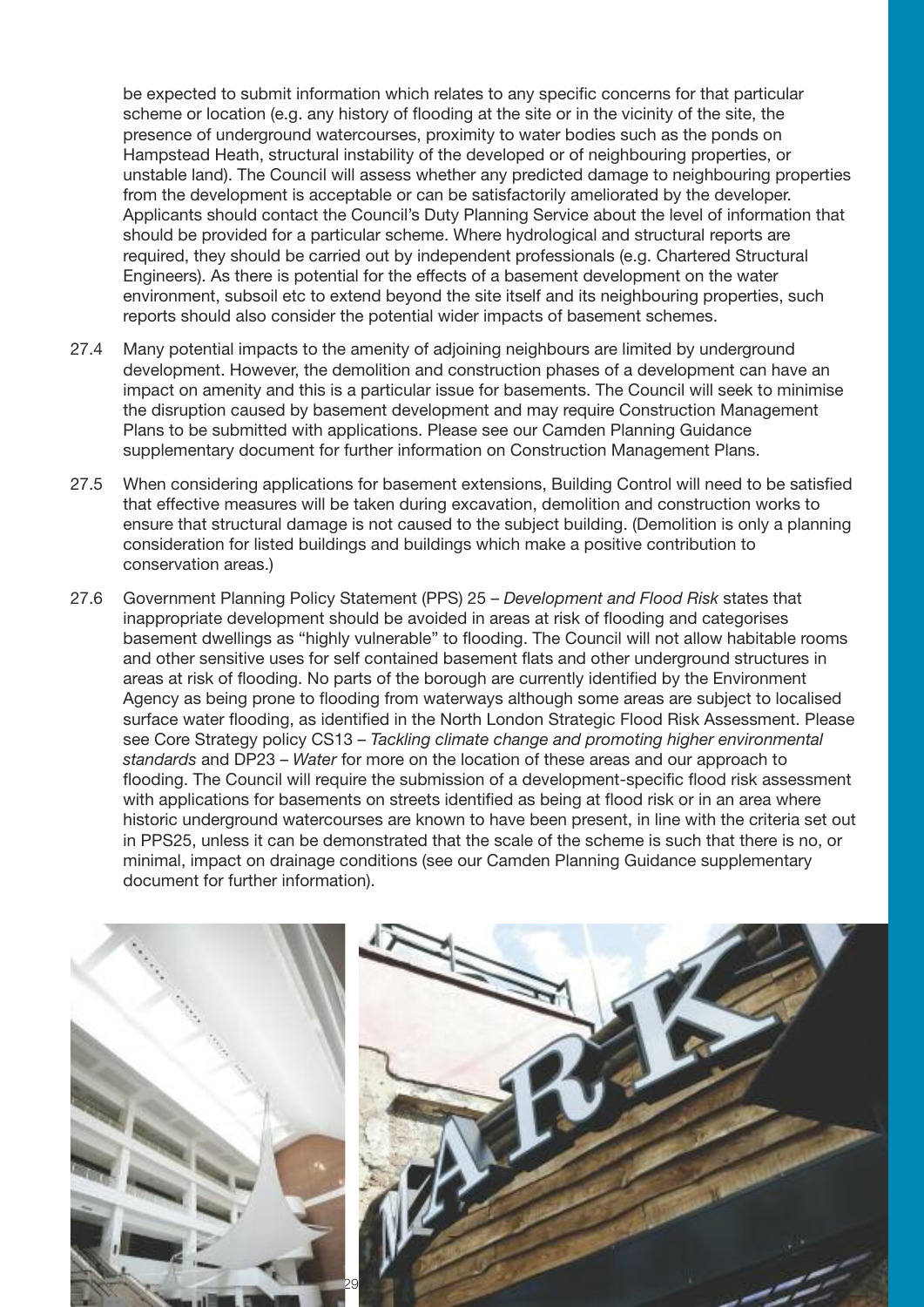be expected to submit information which relates to any specific concerns for that particular scheme or location (e.g. any history of flooding at the site or in the vicinity of the site, the presence of underground watercourses, proximity to water bodies such as the ponds on Hampstead Heath, structural instability of the developed or of neighbouring properties, or unstable land). The Council will assess whether any predicted damage to neighbouring properties from the development is acceptable or can be satisfactorily ameliorated by the developer. Applicants should contact the Council's Duty Planning Service about the level of information that should be provided for a particular scheme. Where hydrological and structural reports are required, they should be carried out by independent professionals (e.g. Chartered Structural Engineers). As there is potential for the effects of a basement development on the water environment, subsoil etc to extend beyond the site itself and its neighbouring properties, such reports should also consider the potential wider impacts of basement schemes.

27.4 Many potential impacts to the amenity of adjoining neighbours are limited by underground development. However, the demolition and construction phases of a development can have an impact on amenity and this is a particular issue for basements. The Council will seek to minimise the disruption caused by basement development and may require Construction Management Plans to be submitted with applications. Please see our Camden Planning Guidance supplementary document for further information on Construction Management Plans.

27.5 When considering applications for basement extensions, Building Control will need to be satisfied that effective measures will be taken during excavation, demolition and construction works to ensure that structural damage is not caused to the subject building. (Demolition is only a planning consideration for listed buildings and buildings which make a positive contribution to conservation areas.)

27.6 Government Planning Policy Statement (PPS) 25 – *Development and Flood Risk* states that inappropriate development should be avoided in areas at risk of flooding and categorises basement dwellings as "highly vulnerable" to flooding. The Council will not allow habitable rooms and other sensitive uses for self contained basement flats and other underground structures in areas at risk of flooding. No parts of the borough are currently identified by the Environment Agency as being prone to flooding from waterways although some areas are subject to localised surface water flooding, as identified in the North London Strategic Flood Risk Assessment. Please see Core Strategy policy CS13 – *Tackling climate change and promoting higher environmental standards* and DP23 – *Water* for more on the location of these areas and our approach to flooding. The Council will require the submission of a development-specific flood risk assessment with applications for basements on streets identified as being at flood risk or in an area where historic underground watercourses are known to have been present, in line with the criteria set out in PPS25, unless it can be demonstrated that the scale of the scheme is such that there is no, or minimal, impact on drainage conditions (see our Camden Planning Guidance supplementary document for further information).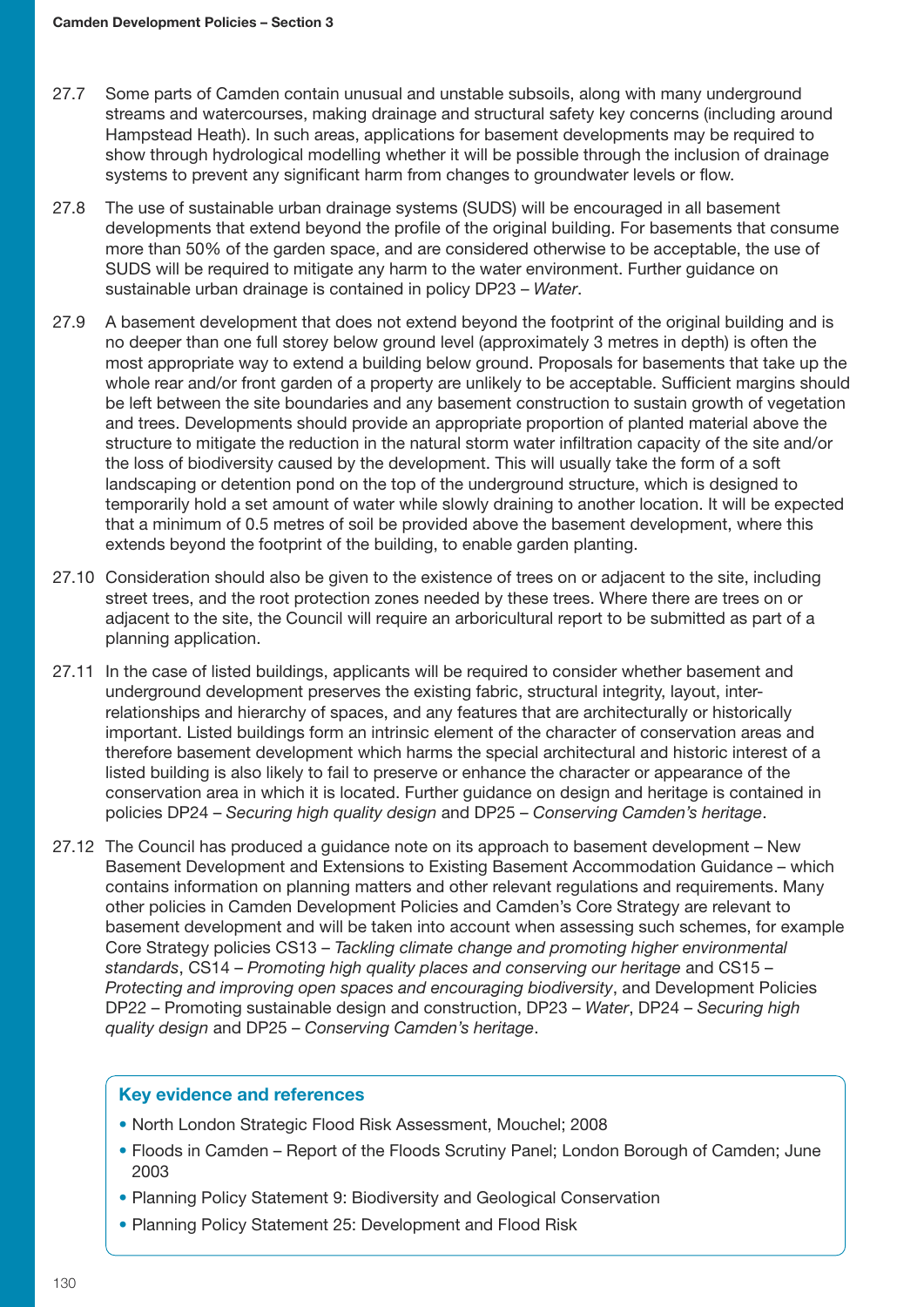27.7 Some parts of Camden contain unusual and unstable subsoils, along with many underground streams and watercourses, making drainage and structural safety key concerns (including around Hampstead Heath). In such areas, applications for basement developments may be required to show through hydrological modelling whether it will be possible through the inclusion of drainage systems to prevent any significant harm from changes to groundwater levels or flow.

27.8 The use of sustainable urban drainage systems (SUDS) will be encouraged in all basement developments that extend beyond the profile of the original building. For basements that consume more than 50% of the garden space, and are considered otherwise to be acceptable, the use of SUDS will be required to mitigate any harm to the water environment. Further guidance on sustainable urban drainage is contained in policy DP23 – *Water*.

27.9 A basement development that does not extend beyond the footprint of the original building and is no deeper than one full storey below ground level (approximately 3 metres in depth) is often the most appropriate way to extend a building below ground. Proposals for basements that take up the whole rear and/or front garden of a property are unlikely to be acceptable. Sufficient margins should be left between the site boundaries and any basement construction to sustain growth of vegetation and trees. Developments should provide an appropriate proportion of planted material above the structure to mitigate the reduction in the natural storm water infiltration capacity of the site and/or the loss of biodiversity caused by the development. This will usually take the form of a soft landscaping or detention pond on the top of the underground structure, which is designed to temporarily hold a set amount of water while slowly draining to another location. It will be expected that a minimum of 0.5 metres of soil be provided above the basement development, where this extends beyond the footprint of the building, to enable garden planting.

27.10 Consideration should also be given to the existence of trees on or adjacent to the site, including street trees, and the root protection zones needed by these trees. Where there are trees on or adjacent to the site, the Council will require an arboricultural report to be submitted as part of a planning application.

27.11 In the case of listed buildings, applicants will be required to consider whether basement and underground development preserves the existing fabric, structural integrity, layout, inter-relationships and hierarchy of spaces, and any features that are architecturally or historically important. Listed buildings form an intrinsic element of the character of conservation areas and therefore basement development which harms the special architectural and historic interest of a listed building is also likely to fail to preserve or enhance the character or appearance of the conservation area in which it is located. Further guidance on design and heritage is contained in policies DP24 – *Securing high quality design* and DP25 – *Conserving Camden's heritage*.

27.12 The Council has produced a guidance note on its approach to basement development – New Basement Development and Extensions to Existing Basement Accommodation Guidance – which contains information on planning matters and other relevant regulations and requirements. Many other policies in Camden Development Policies and Camden's Core Strategy are relevant to basement development and will be taken into account when assessing such schemes, for example Core Strategy policies CS13 – *Tackling climate change and promoting higher environmental standards*, CS14 – *Promoting high quality places and conserving our heritage* and CS15 – *Protecting and improving open spaces and encouraging biodiversity*, and Development Policies DP22 – Promoting sustainable design and construction, DP23 – *Water*, DP24 – *Securing high quality design* and DP25 – *Conserving Camden's heritage*.

### Key evidence and references

- North London Strategic Flood Risk Assessment, Mouchel; 2008
- Floods in Camden – Report of the Floods Scrutiny Panel; London Borough of Camden; June 2003
- Planning Policy Statement 9: Biodiversity and Geological Conservation
- Planning Policy Statement 25: Development and Flood Risk